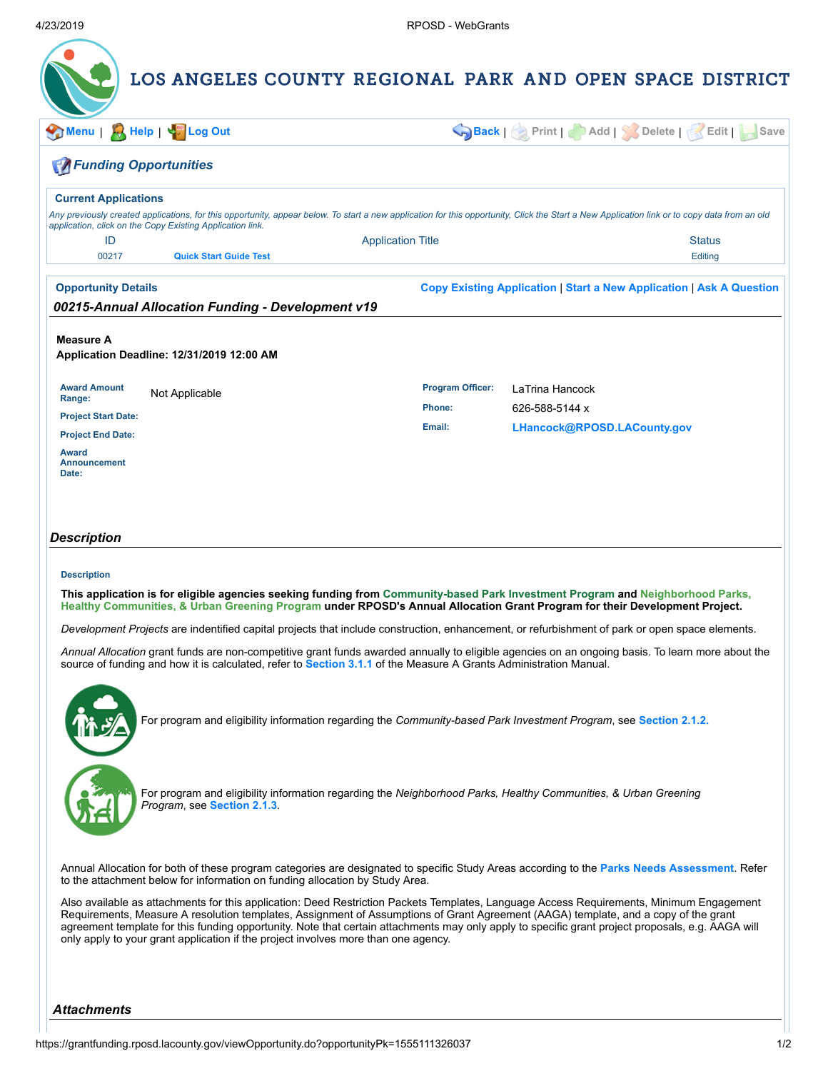# LOS ANGELES COUNTY REGIONAL PARK AND OPEN SPACE DISTRICT

Menu | Help | Log Out Back | Print | Add | Delete | Edit | Save

## Funding Opportunities

### Current Applications

*Any previously created applications, for this opportunity, appear below. To start a new application for this opportunity, Click the Start a New Application link or to copy data from an old application, click on the Copy Existing Application link.*

| ID | Application Title | Status |
|---|---|---|
| 00217 | Quick Start Guide Test | Editing |

### Opportunity Details

Copy Existing Application | Start a New Application | Ask A Question

***00215-Annual Allocation Funding - Development v19***

**Measure A**
**Application Deadline: 12/31/2019 12:00 AM**

| | | | |
|---|---|---|---|
| **Award Amount Range:** | Not Applicable | **Program Officer:** | LaTrina Hancock |
| **Project Start Date:** | | **Phone:** | 626-588-5144 x |
| **Project End Date:** | | **Email:** | LHancock@RPOSD.LACounty.gov |
| **Award Announcement Date:** | | | |

## *Description*

**Description**

**This application is for eligible agencies seeking funding from Community-based Park Investment Program and Neighborhood Parks, Healthy Communities, & Urban Greening Program under RPOSD's Annual Allocation Grant Program for their Development Project.**

*Development Projects* are indentified capital projects that include construction, enhancement, or refurbishment of park or open space elements.

*Annual Allocation* grant funds are non-competitive grant funds awarded annually to eligible agencies on an ongoing basis. To learn more about the source of funding and how it is calculated, refer to Section 3.1.1 of the Measure A Grants Administration Manual.

For program and eligibility information regarding the *Community-based Park Investment Program*, see Section 2.1.2.

For program and eligibility information regarding the *Neighborhood Parks, Healthy Communities, & Urban Greening Program*, see Section 2.1.3.

Annual Allocation for both of these program categories are designated to specific Study Areas according to the Parks Needs Assessment. Refer to the attachment below for information on funding allocation by Study Area.

Also available as attachments for this application: Deed Restriction Packets Templates, Language Access Requirements, Minimum Engagement Requirements, Measure A resolution templates, Assignment of Assumptions of Grant Agreement (AAGA) template, and a copy of the grant agreement template for this funding opportunity. Note that certain attachments may only apply to specific grant project proposals, e.g. AAGA will only apply to your grant application if the project involves more than one agency.

## *Attachments*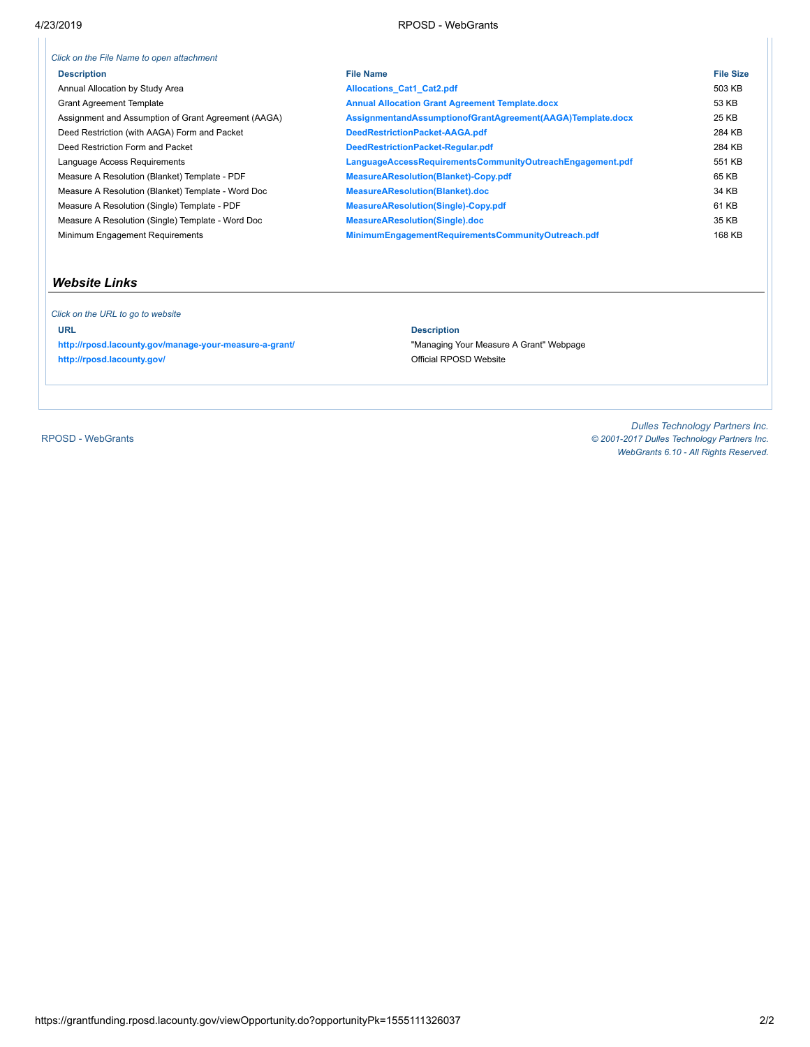*Click on the File Name to open attachment*

| Description | File Name | File Size |
| --- | --- | --- |
| Annual Allocation by Study Area | Allocations_Cat1_Cat2.pdf | 503 KB |
| Grant Agreement Template | Annual Allocation Grant Agreement Template.docx | 53 KB |
| Assignment and Assumption of Grant Agreement (AAGA) | AssignmentandAssumptionofGrantAgreement(AAGA)Template.docx | 25 KB |
| Deed Restriction (with AAGA) Form and Packet | DeedRestrictionPacket-AAGA.pdf | 284 KB |
| Deed Restriction Form and Packet | DeedRestrictionPacket-Regular.pdf | 284 KB |
| Language Access Requirements | LanguageAccessRequirementsCommunityOutreachEngagement.pdf | 551 KB |
| Measure A Resolution (Blanket) Template - PDF | MeasureAResolution(Blanket)-Copy.pdf | 65 KB |
| Measure A Resolution (Blanket) Template - Word Doc | MeasureAResolution(Blanket).doc | 34 KB |
| Measure A Resolution (Single) Template - PDF | MeasureAResolution(Single)-Copy.pdf | 61 KB |
| Measure A Resolution (Single) Template - Word Doc | MeasureAResolution(Single).doc | 35 KB |
| Minimum Engagement Requirements | MinimumEngagementRequirementsCommunityOutreach.pdf | 168 KB |

## *Website Links*

*Click on the URL to go to website*

| URL | Description |
| --- | --- |
| http://rposd.lacounty.gov/manage-your-measure-a-grant/ | "Managing Your Measure A Grant" Webpage |
| http://rposd.lacounty.gov/ | Official RPOSD Website |

RPOSD - WebGrants

*Dulles Technology Partners Inc.*
*© 2001-2017 Dulles Technology Partners Inc.*
*WebGrants 6.10 - All Rights Reserved.*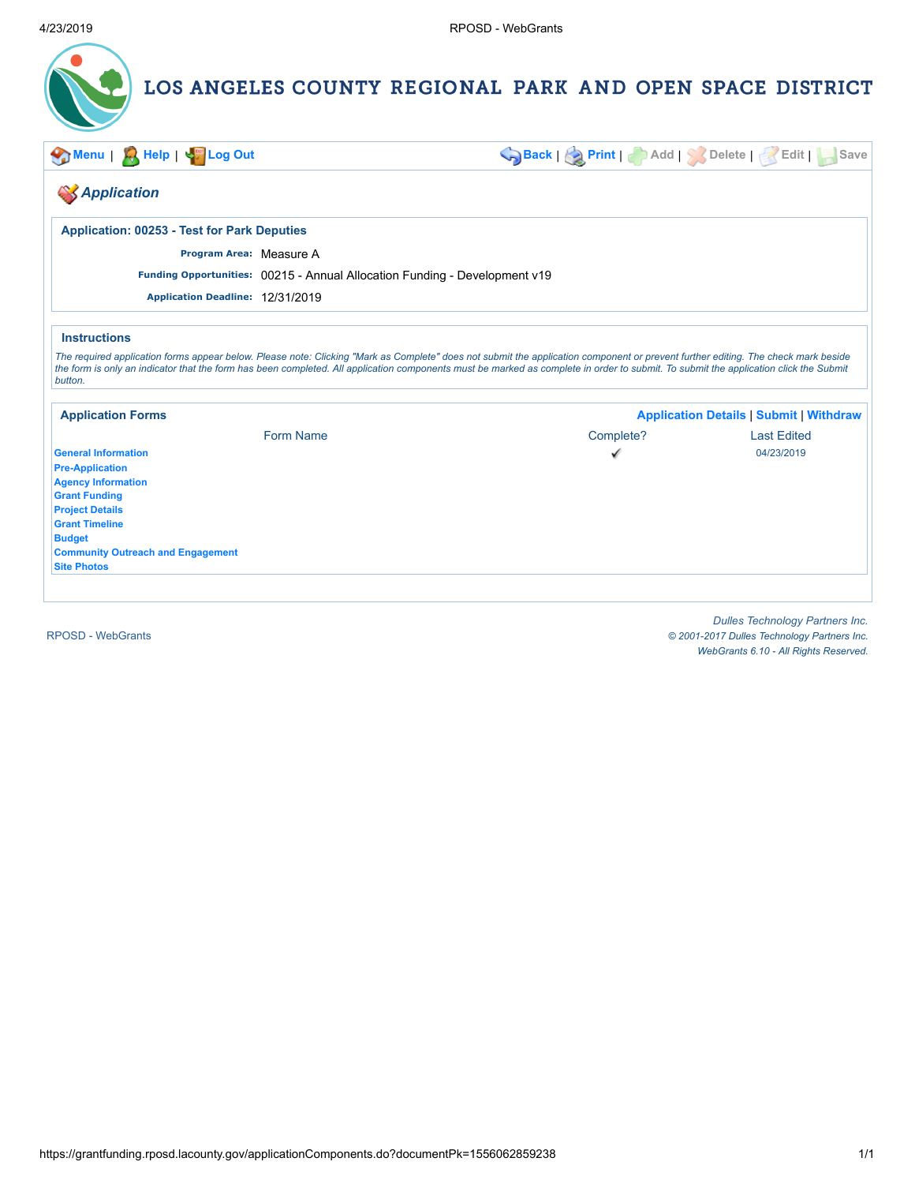# LOS ANGELES COUNTY REGIONAL PARK AND OPEN SPACE DISTRICT

Menu | Help | Log Out | Back | Print | Add | Delete | Edit | Save

## *Application*

### Application: 00253 - Test for Park Deputies

**Program Area:** Measure A

**Funding Opportunities:** 00215 - Annual Allocation Funding - Development v19

**Application Deadline:** 12/31/2019

### Instructions

*The required application forms appear below. Please note: Clicking "Mark as Complete" does not submit the application component or prevent further editing. The check mark beside the form is only an indicator that the form has been completed. All application components must be marked as complete in order to submit. To submit the application click the Submit button.*

### Application Forms

Application Details | Submit | Withdraw

| Form Name | Complete? | Last Edited |
|---|---|---|
| General Information | ✓ | 04/23/2019 |
| Pre-Application | | |
| Agency Information | | |
| Grant Funding | | |
| Project Details | | |
| Grant Timeline | | |
| Budget | | |
| Community Outreach and Engagement | | |
| Site Photos | | |

RPOSD - WebGrants

*Dulles Technology Partners Inc.*
*© 2001-2017 Dulles Technology Partners Inc.*
*WebGrants 6.10 - All Rights Reserved.*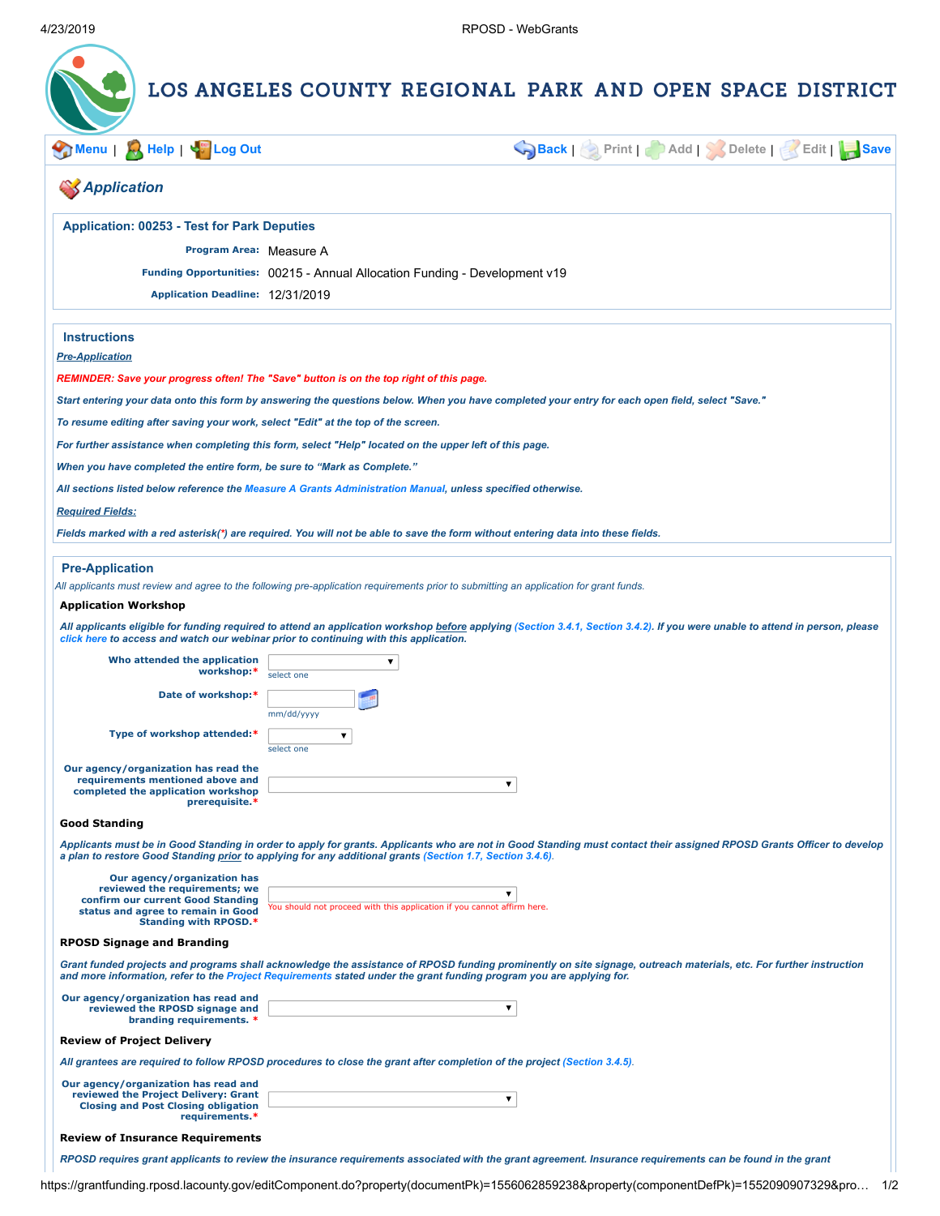# LOS ANGELES COUNTY REGIONAL PARK AND OPEN SPACE DISTRICT

Menu | Help | Log Out          Back | Print | Add | Delete | Edit | Save

## Application

### Application: 00253 - Test for Park Deputies

**Program Area:** Measure A

**Funding Opportunities:** 00215 - Annual Allocation Funding - Development v19

**Application Deadline:** 12/31/2019

### Instructions

***Pre-Application***

***REMINDER: Save your progress often! The "Save" button is on the top right of this page.***

*Start entering your data onto this form by answering the questions below. When you have completed your entry for each open field, select "Save."*

*To resume editing after saving your work, select "Edit" at the top of the screen.*

*For further assistance when completing this form, select "Help" located on the upper left of this page.*

*When you have completed the entire form, be sure to "Mark as Complete."*

*All sections listed below reference the Measure A Grants Administration Manual, unless specified otherwise.*

***Required Fields:***

*Fields marked with a red asterisk(*) are required. You will not be able to save the form without entering data into these fields.*

### Pre-Application

*All applicants must review and agree to the following pre-application requirements prior to submitting an application for grant funds.*

**Application Workshop**

*All applicants eligible for funding required to attend an application workshop before applying (Section 3.4.1, Section 3.4.2). If you were unable to attend in person, please click here to access and watch our webinar prior to continuing with this application.*

**Who attended the application workshop:*** [select one]

**Date of workshop:*** [mm/dd/yyyy]

**Type of workshop attended:*** [select one]

**Our agency/organization has read the requirements mentioned above and completed the application workshop prerequisite.***

**Good Standing**

*Applicants must be in Good Standing in order to apply for grants. Applicants who are not in Good Standing must contact their assigned RPOSD Grants Officer to develop a plan to restore Good Standing prior to applying for any additional grants (Section 1.7, Section 3.4.6).*

**Our agency/organization has reviewed the requirements; we confirm our current Good Standing status and agree to remain in Good Standing with RPOSD.***

You should not proceed with this application if you cannot affirm here.

**RPOSD Signage and Branding**

*Grant funded projects and programs shall acknowledge the assistance of RPOSD funding prominently on site signage, outreach materials, etc. For further instruction and more information, refer to the Project Requirements stated under the grant funding program you are applying for.*

**Our agency/organization has read and reviewed the RPOSD signage and branding requirements.***

**Review of Project Delivery**

*All grantees are required to follow RPOSD procedures to close the grant after completion of the project (Section 3.4.5).*

**Our agency/organization has read and reviewed the Project Delivery: Grant Closing and Post Closing obligation requirements.***

**Review of Insurance Requirements**

*RPOSD requires grant applicants to review the insurance requirements associated with the grant agreement. Insurance requirements can be found in the grant*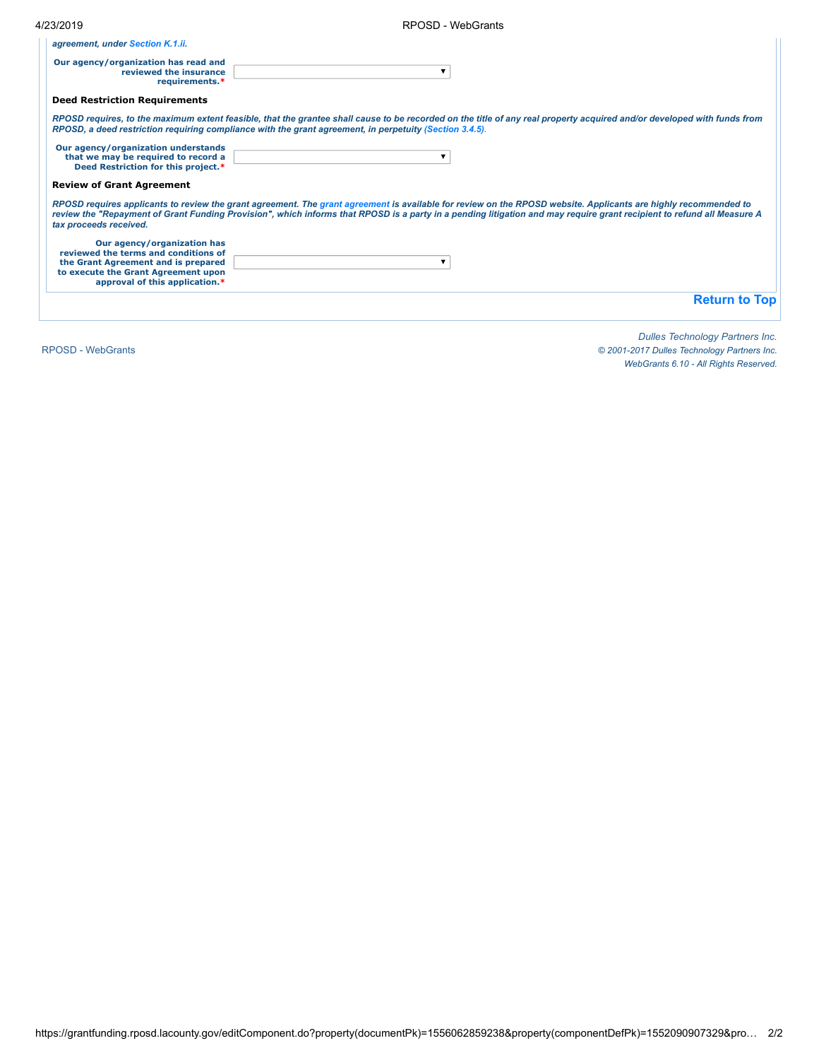*agreement, under Section K.1.ii.*

**Our agency/organization has read and reviewed the insurance requirements.***

### Deed Restriction Requirements

*RPOSD requires, to the maximum extent feasible, that the grantee shall cause to be recorded on the title of any real property acquired and/or developed with funds from RPOSD, a deed restriction requiring compliance with the grant agreement, in perpetuity (Section 3.4.5).*

**Our agency/organization understands that we may be required to record a Deed Restriction for this project.***

### Review of Grant Agreement

*RPOSD requires applicants to review the grant agreement. The grant agreement is available for review on the RPOSD website. Applicants are highly recommended to review the "Repayment of Grant Funding Provision", which informs that RPOSD is a party in a pending litigation and may require grant recipient to refund all Measure A tax proceeds received.*

**Our agency/organization has reviewed the terms and conditions of the Grant Agreement and is prepared to execute the Grant Agreement upon approval of this application.***

Return to Top

RPOSD - WebGrants

*Dulles Technology Partners Inc.*
*© 2001-2017 Dulles Technology Partners Inc.*
*WebGrants 6.10 - All Rights Reserved.*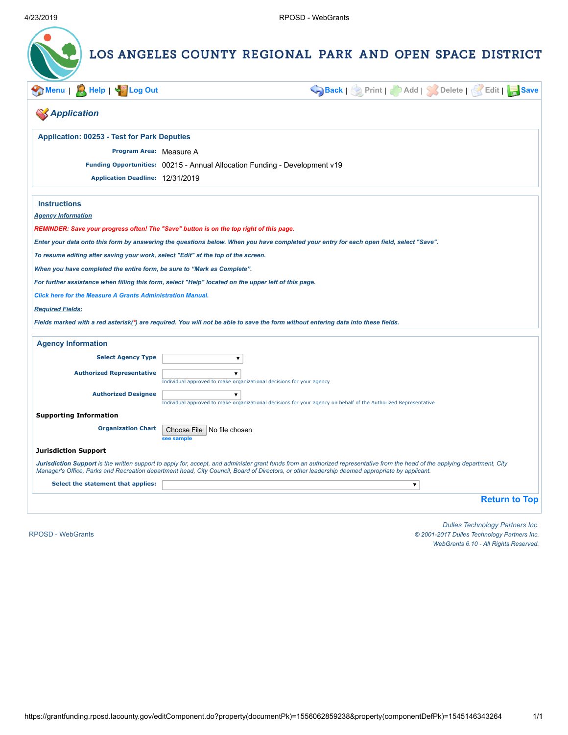# LOS ANGELES COUNTY REGIONAL PARK AND OPEN SPACE DISTRICT

Menu | Help | Log Out | Back | Print | Add | Delete | Edit | Save

## Application

### Application: 00253 - Test for Park Deputies

**Program Area:** Measure A

**Funding Opportunities:** 00215 - Annual Allocation Funding - Development v19

**Application Deadline:** 12/31/2019

### Instructions

***Agency Information***

***REMINDER: Save your progress often! The "Save" button is on the top right of this page.***

***Enter your data onto this form by answering the questions below. When you have completed your entry for each open field, select "Save".***

***To resume editing after saving your work, select "Edit" at the top of the screen.***

***When you have completed the entire form, be sure to "Mark as Complete".***

***For further assistance when filling this form, select "Help" located on the upper left of this page.***

***Click here for the Measure A Grants Administration Manual.***

***Required Fields:***

***Fields marked with a red asterisk(*) are required. You will not be able to save the form without entering data into these fields.***

### Agency Information

**Select Agency Type**

**Authorized Representative**
Individual approved to make organizational decisions for your agency

**Authorized Designee**
Individual approved to make organizational decisions for your agency on behalf of the Authorized Representative

**Supporting Information**

**Organization Chart** Choose File No file chosen
see sample

**Jurisdiction Support**

*__Jurisdiction Support__ is the written support to apply for, accept, and administer grant funds from an authorized representative from the head of the applying department, City Manager's Office, Parks and Recreation department head, City Council, Board of Directors, or other leadership deemed appropriate by applicant.*

**Select the statement that applies:**

Return to Top

RPOSD - WebGrants

*Dulles Technology Partners Inc.*
*© 2001-2017 Dulles Technology Partners Inc.*
*WebGrants 6.10 - All Rights Reserved.*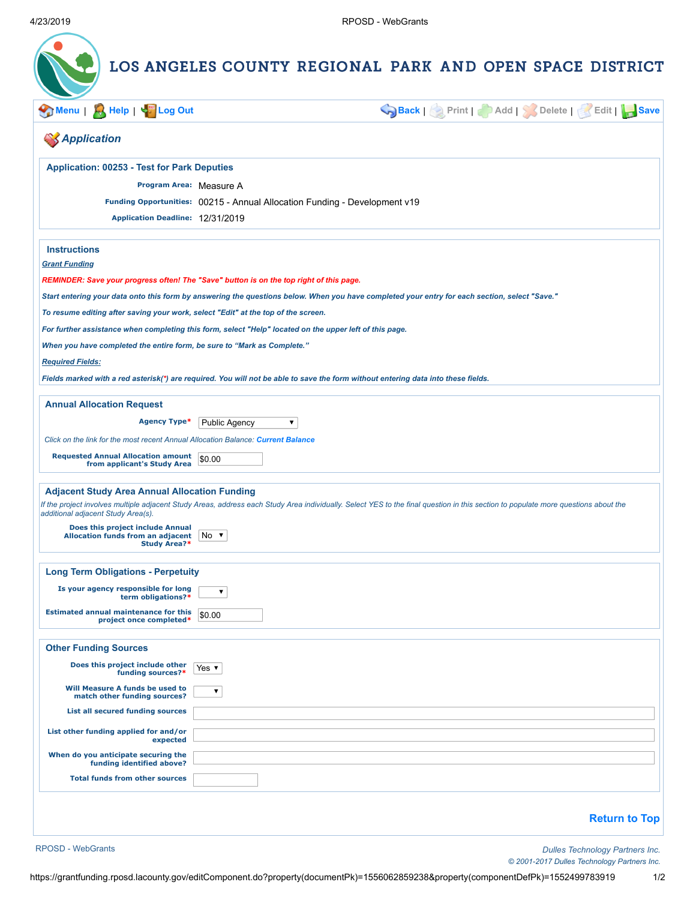# LOS ANGELES COUNTY REGIONAL PARK AND OPEN SPACE DISTRICT

Menu | Help | Log Out                    Back | Print | Add | Delete | Edit | Save

## Application

### Application: 00253 - Test for Park Deputies

**Program Area:** Measure A

**Funding Opportunities:** 00215 - Annual Allocation Funding - Development v19

**Application Deadline:** 12/31/2019

### Instructions

***Grant Funding***

***REMINDER: Save your progress often! The "Save" button is on the top right of this page.***

***Start entering your data onto this form by answering the questions below. When you have completed your entry for each section, select "Save."***

***To resume editing after saving your work, select "Edit" at the top of the screen.***

***For further assistance when completing this form, select "Help" located on the upper left of this page.***

***When you have completed the entire form, be sure to "Mark as Complete."***

***Required Fields:***

***Fields marked with a red asterisk(*) are required. You will not be able to save the form without entering data into these fields.***

### Annual Allocation Request

**Agency Type*** Public Agency

*Click on the link for the most recent Annual Allocation Balance:* ***Current Balance***

**Requested Annual Allocation amount from applicant's Study Area** $0.00

### Adjacent Study Area Annual Allocation Funding

*If the project involves multiple adjacent Study Areas, address each Study Area individually. Select YES to the final question in this section to populate more questions about the additional adjacent Study Area(s).*

**Does this project include Annual Allocation funds from an adjacent Study Area?*** No

### Long Term Obligations - Perpetuity

**Is your agency responsible for long term obligations?***

**Estimated annual maintenance for this project once completed*** $0.00

### Other Funding Sources

**Does this project include other funding sources?*** Yes

**Will Measure A funds be used to match other funding sources?**

**List all secured funding sources**

**List other funding applied for and/or expected**

**When do you anticipate securing the funding identified above?**

**Total funds from other sources**

Return to Top

RPOSD - WebGrants

*Dulles Technology Partners Inc.*
*© 2001-2017 Dulles Technology Partners Inc.*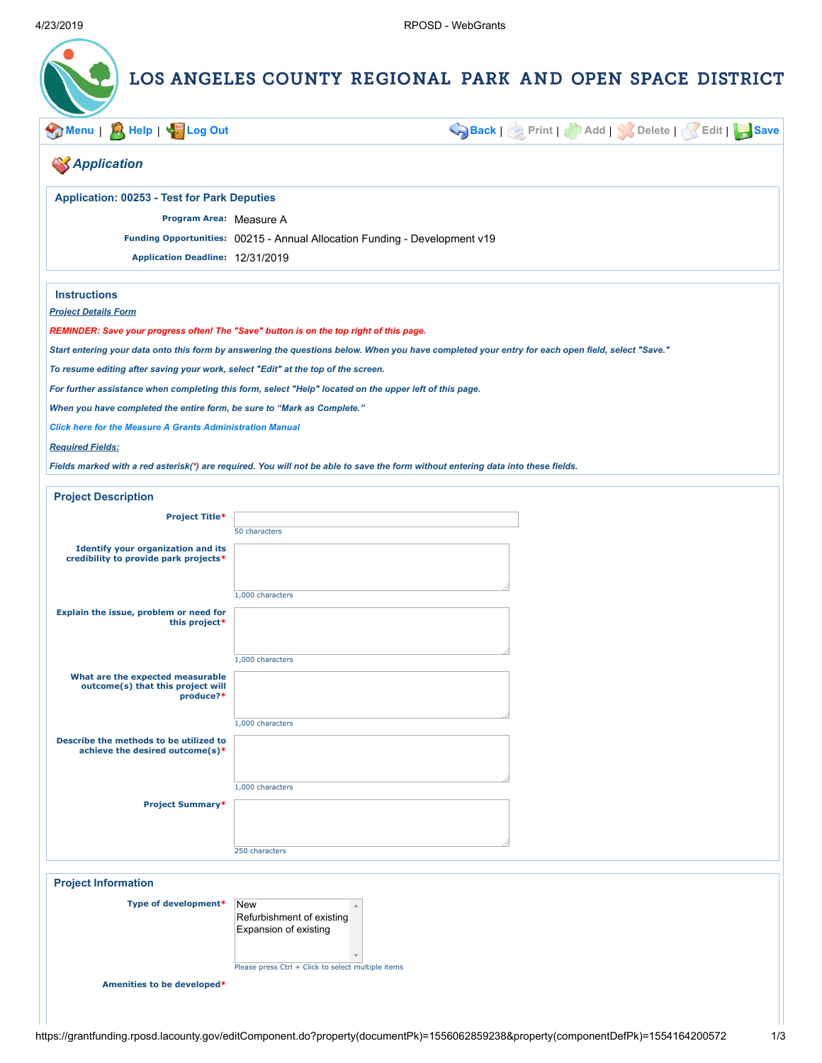# LOS ANGELES COUNTY REGIONAL PARK AND OPEN SPACE DISTRICT

Menu | Help | Log Out     Back | Print | Add | Delete | Edit | Save

## Application

### Application: 00253 - Test for Park Deputies

**Program Area:** Measure A

**Funding Opportunities:** 00215 - Annual Allocation Funding - Development v19

**Application Deadline:** 12/31/2019

### Instructions

***Project Details Form***

***REMINDER: Save your progress often! The "Save" button is on the top right of this page.***

*Start entering your data onto this form by answering the questions below. When you have completed your entry for each open field, select "Save."*

*To resume editing after saving your work, select "Edit" at the top of the screen.*

*For further assistance when completing this form, select "Help" located on the upper left of this page.*

*When you have completed the entire form, be sure to "Mark as Complete."*

*Click here for the Measure A Grants Administration Manual*

***Required Fields:***

*Fields marked with a red asterisk(*) are required. You will not be able to save the form without entering data into these fields.*

### Project Description

**Project Title***

50 characters

**Identify your organization and its credibility to provide park projects***

1,000 characters

**Explain the issue, problem or need for this project***

1,000 characters

**What are the expected measurable outcome(s) that this project will produce?***

1,000 characters

**Describe the methods to be utilized to achieve the desired outcome(s)***

1,000 characters

**Project Summary***

250 characters

### Project Information

**Type of development***

- New
- Refurbishment of existing
- Expansion of existing

Please press Ctrl + Click to select multiple items

**Amenities to be developed***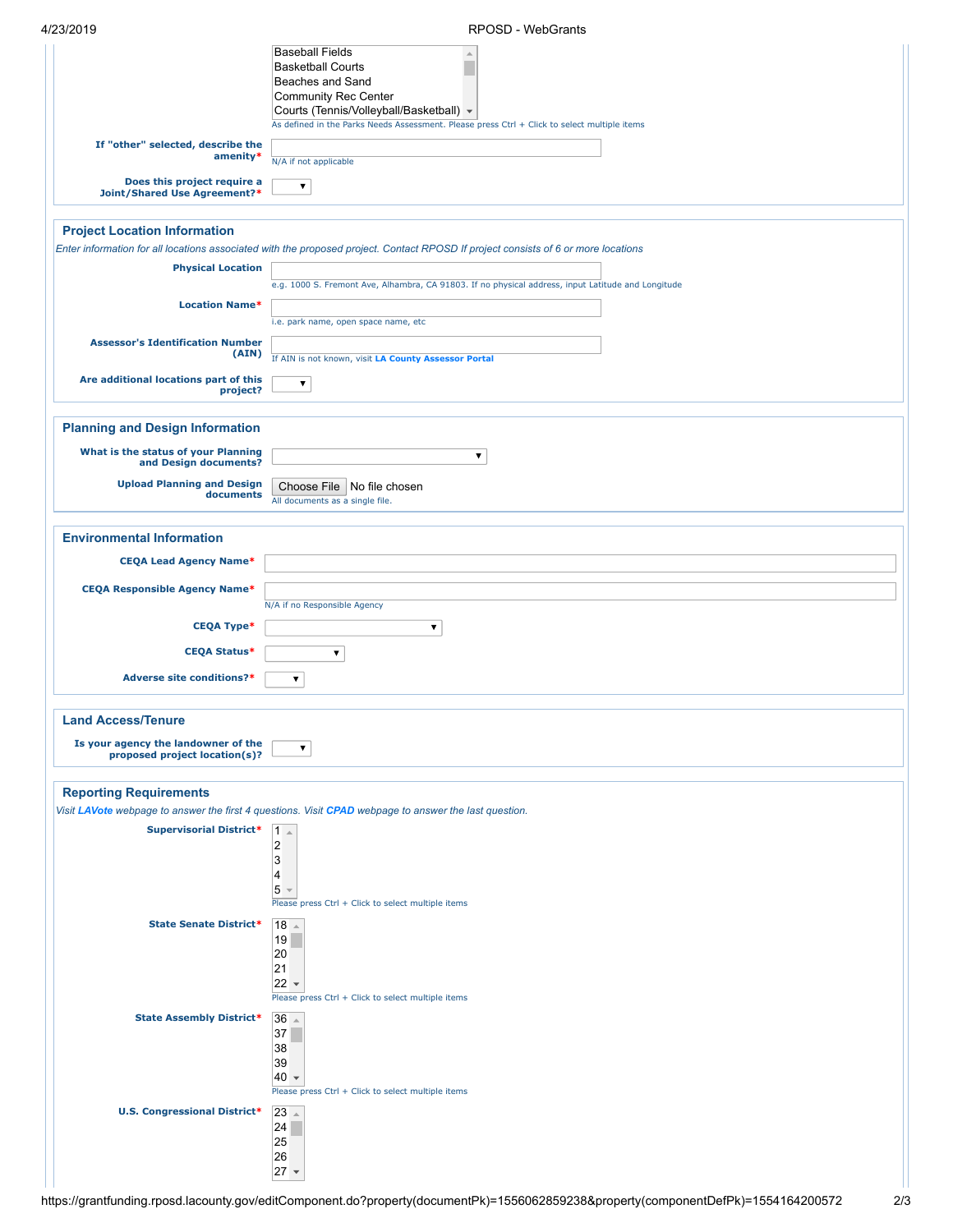Baseball Fields
Basketball Courts
Beaches and Sand
Community Rec Center
Courts (Tennis/Volleyball/Basketball)

As defined in the Parks Needs Assessment. Please press Ctrl + Click to select multiple items

**If "other" selected, describe the amenity***

N/A if not applicable

**Does this project require a Joint/Shared Use Agreement?***

## Project Location Information

*Enter information for all locations associated with the proposed project. Contact RPOSD If project consists of 6 or more locations*

**Physical Location**

e.g. 1000 S. Fremont Ave, Alhambra, CA 91803. If no physical address, input Latitude and Longitude

**Location Name***

i.e. park name, open space name, etc

**Assessor's Identification Number (AIN)**

If AIN is not known, visit **LA County Assessor Portal**

**Are additional locations part of this project?**

## Planning and Design Information

**What is the status of your Planning and Design documents?**

**Upload Planning and Design documents**

Choose File No file chosen

All documents as a single file.

## Environmental Information

**CEQA Lead Agency Name***

**CEQA Responsible Agency Name***

N/A if no Responsible Agency

**CEQA Type***

**CEQA Status***

**Adverse site conditions?***

## Land Access/Tenure

**Is your agency the landowner of the proposed project location(s)?**

## Reporting Requirements

*Visit **LAVote** webpage to answer the first 4 questions. Visit **CPAD** webpage to answer the last question.*

**Supervisorial District***

1
2
3
4
5

Please press Ctrl + Click to select multiple items

**State Senate District***

18
19
20
21
22

Please press Ctrl + Click to select multiple items

**State Assembly District***

36
37
38
39
40

Please press Ctrl + Click to select multiple items

**U.S. Congressional District***

23
24
25
26
27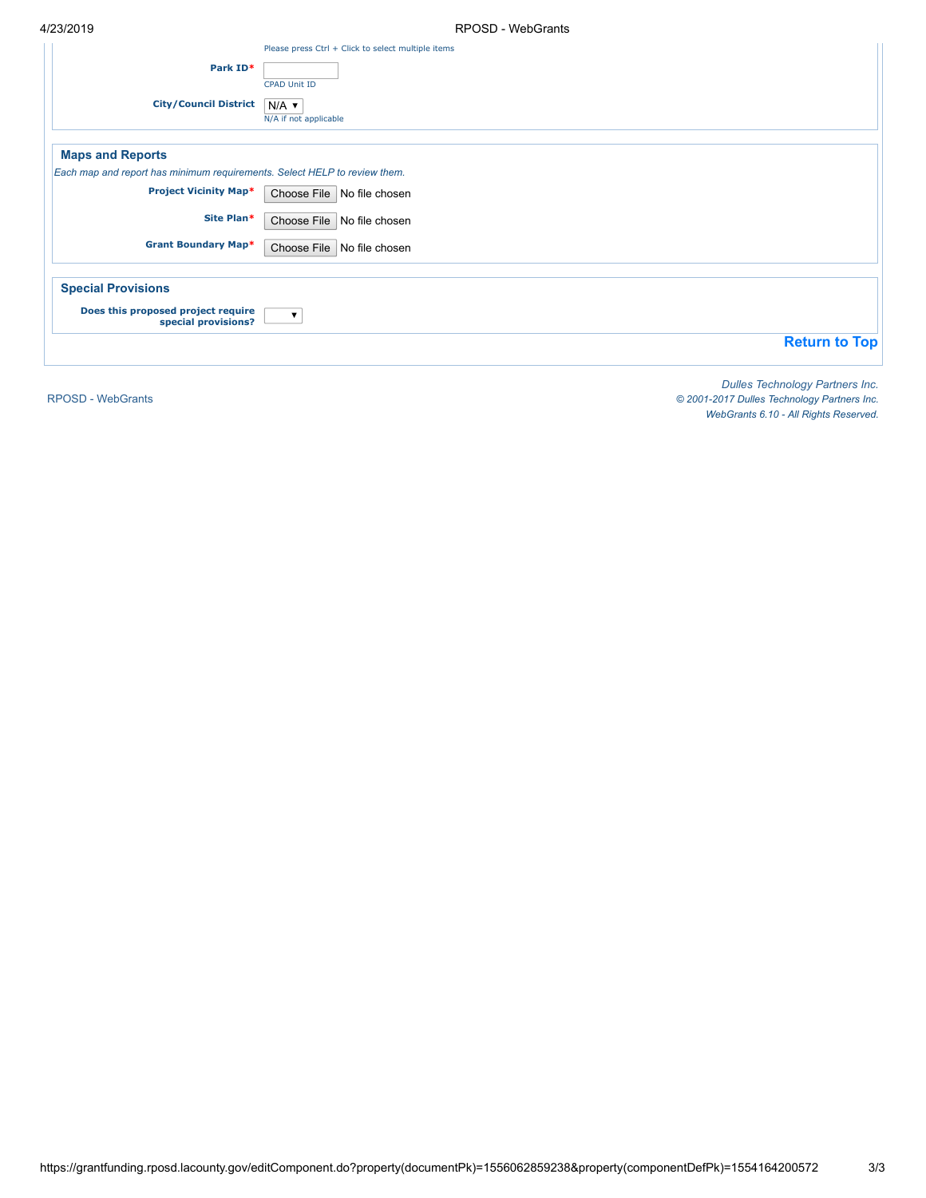Please press Ctrl + Click to select multiple items

**Park ID***

CPAD Unit ID

**City/Council District** N/A ▼

N/A if not applicable

## Maps and Reports

*Each map and report has minimum requirements. Select HELP to review them.*

**Project Vicinity Map*** Choose File No file chosen

**Site Plan*** Choose File No file chosen

**Grant Boundary Map*** Choose File No file chosen

## Special Provisions

**Does this proposed project require special provisions?** ▼

**Return to Top**

RPOSD - WebGrants

*Dulles Technology Partners Inc.*
*© 2001-2017 Dulles Technology Partners Inc.*
*WebGrants 6.10 - All Rights Reserved.*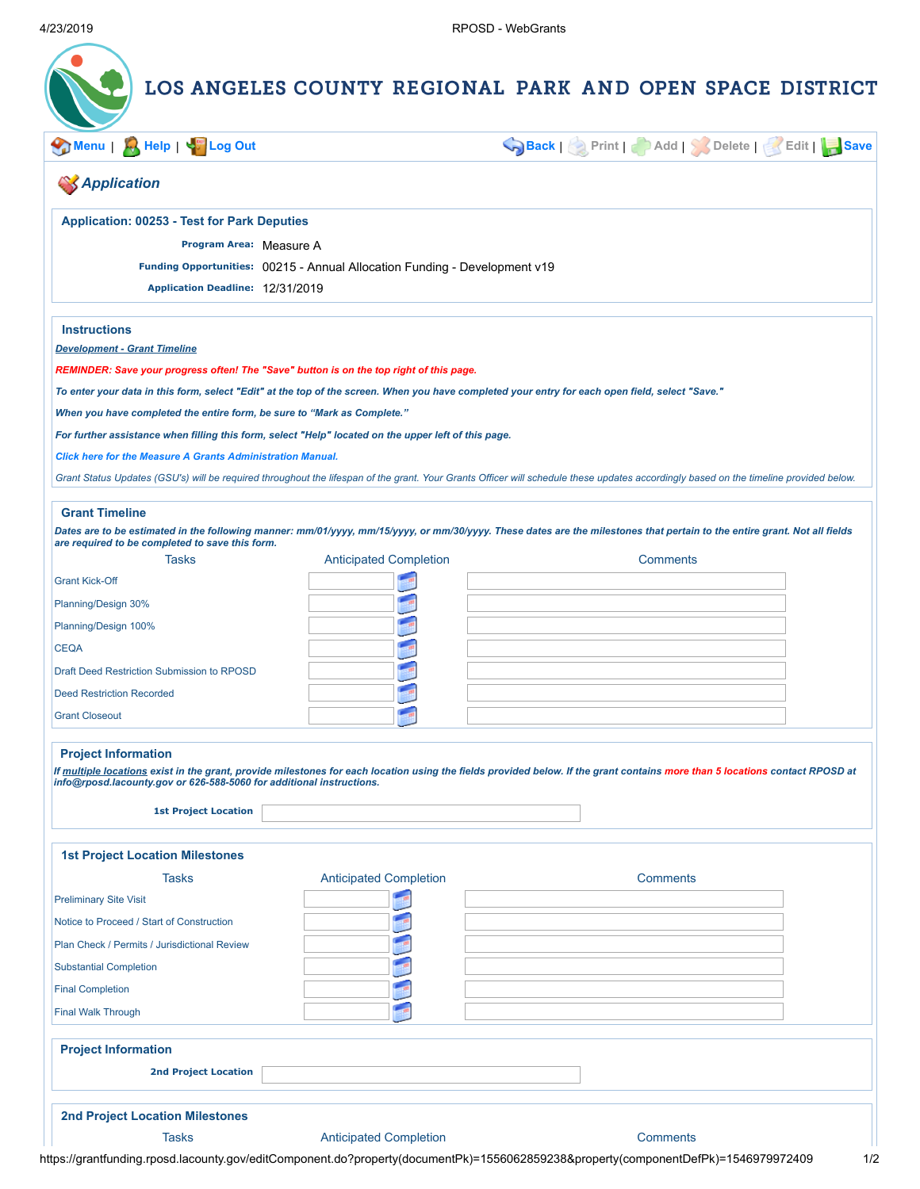# LOS ANGELES COUNTY REGIONAL PARK AND OPEN SPACE DISTRICT

Menu | Help | Log Out | Back | Print | Add | Delete | Edit | Save

## Application

### Application: 00253 - Test for Park Deputies

**Program Area:** Measure A

**Funding Opportunities:** 00215 - Annual Allocation Funding - Development v19

**Application Deadline:** 12/31/2019

### Instructions

***Development - Grant Timeline***

***REMINDER: Save your progress often! The "Save" button is on the top right of this page.***

***To enter your data in this form, select "Edit" at the top of the screen. When you have completed your entry for each open field, select "Save."***

***When you have completed the entire form, be sure to "Mark as Complete."***

***For further assistance when filling this form, select "Help" located on the upper left of this page.***

***Click here for the Measure A Grants Administration Manual.***

*Grant Status Updates (GSU's) will be required throughout the lifespan of the grant. Your Grants Officer will schedule these updates accordingly based on the timeline provided below.*

### Grant Timeline

***Dates are to be estimated in the following manner: mm/01/yyyy, mm/15/yyyy, or mm/30/yyyy. These dates are the milestones that pertain to the entire grant. Not all fields are required to be completed to save this form.***

| Tasks | Anticipated Completion | Comments |
|---|---|---|
| Grant Kick-Off | | |
| Planning/Design 30% | | |
| Planning/Design 100% | | |
| CEQA | | |
| Draft Deed Restriction Submission to RPOSD | | |
| Deed Restriction Recorded | | |
| Grant Closeout | | |

### Project Information

***If multiple locations exist in the grant, provide milestones for each location using the fields provided below. If the grant contains more than 5 locations contact RPOSD at info@rposd.lacounty.gov or 626-588-5060 for additional instructions.***

**1st Project Location**

### 1st Project Location Milestones

| Tasks | Anticipated Completion | Comments |
|---|---|---|
| Preliminary Site Visit | | |
| Notice to Proceed / Start of Construction | | |
| Plan Check / Permits / Jurisdictional Review | | |
| Substantial Completion | | |
| Final Completion | | |
| Final Walk Through | | |

### Project Information

**2nd Project Location**

### 2nd Project Location Milestones

| Tasks | Anticipated Completion | Comments |
|---|---|---|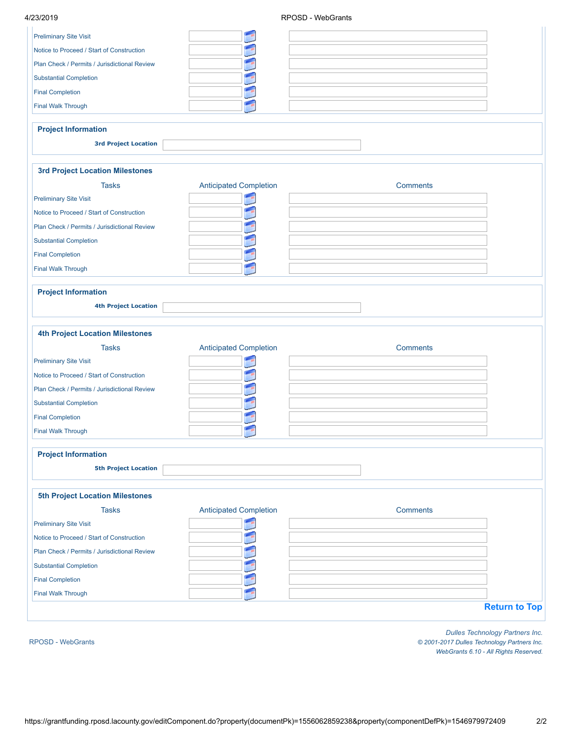| Tasks | Anticipated Completion | Comments |
|---|---|---|
| Preliminary Site Visit | | |
| Notice to Proceed / Start of Construction | | |
| Plan Check / Permits / Jurisdictional Review | | |
| Substantial Completion | | |
| Final Completion | | |
| Final Walk Through | | |

## Project Information

**3rd Project Location**

## 3rd Project Location Milestones

| Tasks | Anticipated Completion | Comments |
|---|---|---|
| Preliminary Site Visit | | |
| Notice to Proceed / Start of Construction | | |
| Plan Check / Permits / Jurisdictional Review | | |
| Substantial Completion | | |
| Final Completion | | |
| Final Walk Through | | |

## Project Information

**4th Project Location**

## 4th Project Location Milestones

| Tasks | Anticipated Completion | Comments |
|---|---|---|
| Preliminary Site Visit | | |
| Notice to Proceed / Start of Construction | | |
| Plan Check / Permits / Jurisdictional Review | | |
| Substantial Completion | | |
| Final Completion | | |
| Final Walk Through | | |

## Project Information

**5th Project Location**

## 5th Project Location Milestones

| Tasks | Anticipated Completion | Comments |
|---|---|---|
| Preliminary Site Visit | | |
| Notice to Proceed / Start of Construction | | |
| Plan Check / Permits / Jurisdictional Review | | |
| Substantial Completion | | |
| Final Completion | | |
| Final Walk Through | | |

Return to Top

RPOSD - WebGrants

*Dulles Technology Partners Inc.*
*© 2001-2017 Dulles Technology Partners Inc.*
*WebGrants 6.10 - All Rights Reserved.*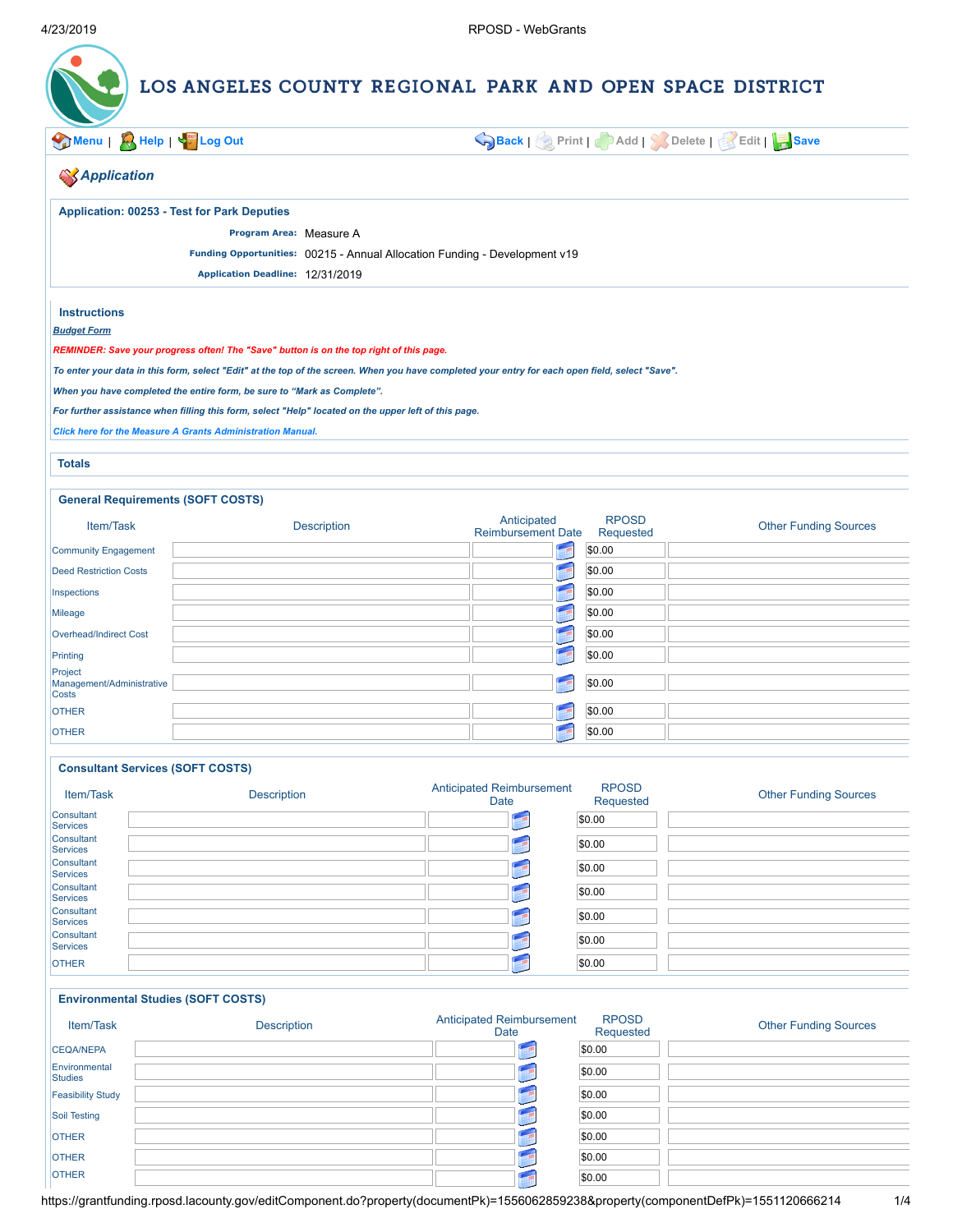# LOS ANGELES COUNTY REGIONAL PARK AND OPEN SPACE DISTRICT

Menu | Help | Log Out | Back | Print | Add | Delete | Edit | Save

## Application

**Application: 00253 - Test for Park Deputies**

**Program Area:** Measure A

**Funding Opportunities:** 00215 - Annual Allocation Funding - Development v19

**Application Deadline:** 12/31/2019

### Instructions

***Budget Form***

***REMINDER: Save your progress often! The "Save" button is on the top right of this page.***

***To enter your data in this form, select "Edit" at the top of the screen. When you have completed your entry for each open field, select "Save".***

***When you have completed the entire form, be sure to "Mark as Complete".***

***For further assistance when filling this form, select "Help" located on the upper left of this page.***

***Click here for the Measure A Grants Administration Manual.***

### Totals

### General Requirements (SOFT COSTS)

| Item/Task | Description | Anticipated Reimbursement Date | RPOSD Requested | Other Funding Sources |
|---|---|---|---|---|
| Community Engagement | | | $0.00 | |
| Deed Restriction Costs | | | $0.00 | |
| Inspections | | | $0.00 | |
| Mileage | | | $0.00 | |
| Overhead/Indirect Cost | | | $0.00 | |
| Printing | | | $0.00 | |
| Project Management/Administrative Costs | | | $0.00 | |
| OTHER | | | $0.00 | |
| OTHER | | | $0.00 | |

### Consultant Services (SOFT COSTS)

| Item/Task | Description | Anticipated Reimbursement Date | RPOSD Requested | Other Funding Sources |
|---|---|---|---|---|
| Consultant Services | | | $0.00 | |
| Consultant Services | | | $0.00 | |
| Consultant Services | | | $0.00 | |
| Consultant Services | | | $0.00 | |
| Consultant Services | | | $0.00 | |
| Consultant Services | | | $0.00 | |
| OTHER | | | $0.00 | |

### Environmental Studies (SOFT COSTS)

| Item/Task | Description | Anticipated Reimbursement Date | RPOSD Requested | Other Funding Sources |
|---|---|---|---|---|
| CEQA/NEPA | | | $0.00 | |
| Environmental Studies | | | $0.00 | |
| Feasibility Study | | | $0.00 | |
| Soil Testing | | | $0.00 | |
| OTHER | | | $0.00 | |
| OTHER | | | $0.00 | |
| OTHER | | | $0.00 | |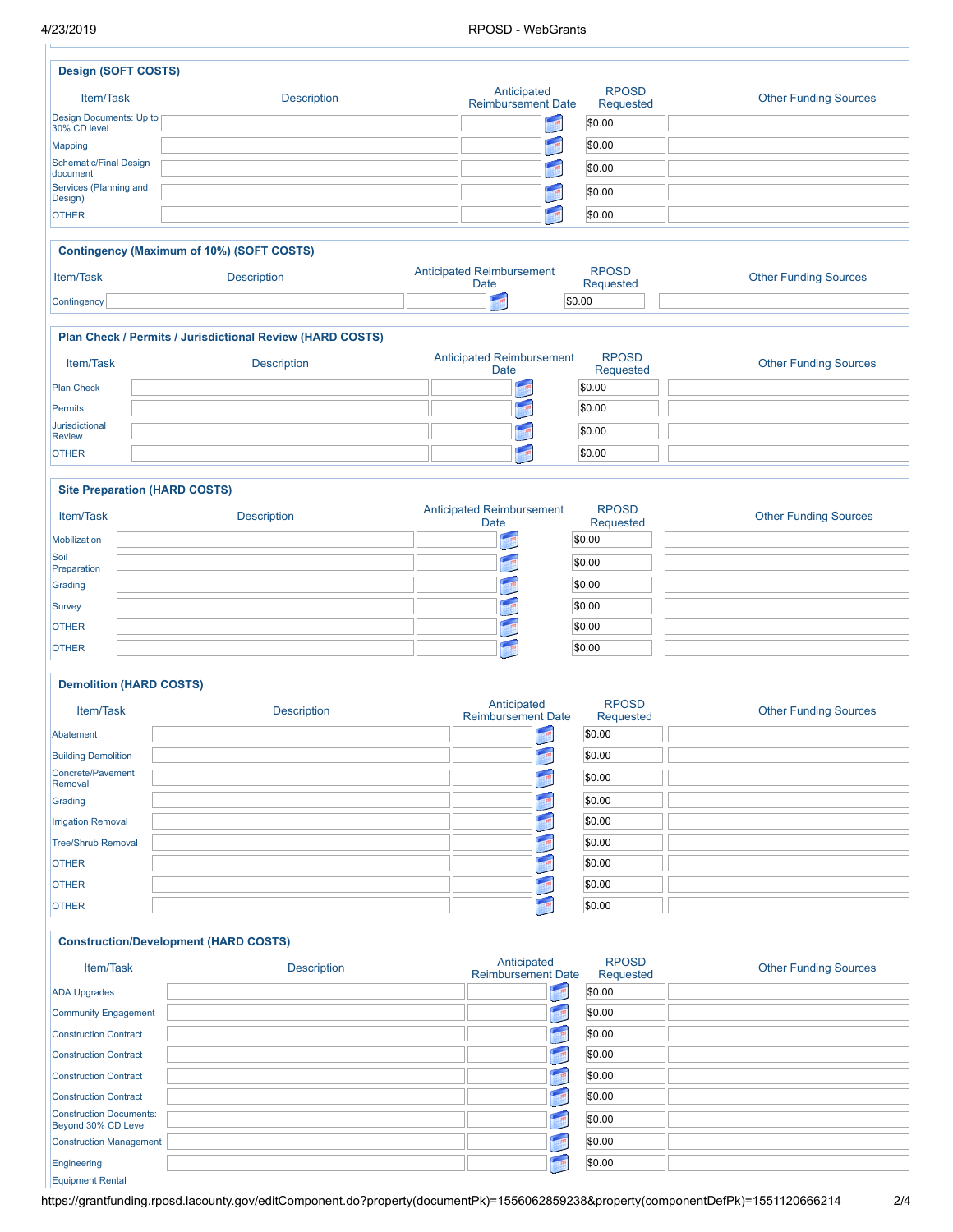### Design (SOFT COSTS)

| Item/Task | Description | Anticipated Reimbursement Date | RPOSD Requested | Other Funding Sources |
|---|---|---|---|---|
| Design Documents: Up to 30% CD level | | | $0.00 | |
| Mapping | | | $0.00 | |
| Schematic/Final Design document | | | $0.00 | |
| Services (Planning and Design) | | | $0.00 | |
| OTHER | | | $0.00 | |

### Contingency (Maximum of 10%) (SOFT COSTS)

| Item/Task | Description | Anticipated Reimbursement Date | RPOSD Requested | Other Funding Sources |
|---|---|---|---|---|
| Contingency | | | $0.00 | |

### Plan Check / Permits / Jurisdictional Review (HARD COSTS)

| Item/Task | Description | Anticipated Reimbursement Date | RPOSD Requested | Other Funding Sources |
|---|---|---|---|---|
| Plan Check | | | $0.00 | |
| Permits | | | $0.00 | |
| Jurisdictional Review | | | $0.00 | |
| OTHER | | | $0.00 | |

### Site Preparation (HARD COSTS)

| Item/Task | Description | Anticipated Reimbursement Date | RPOSD Requested | Other Funding Sources |
|---|---|---|---|---|
| Mobilization | | | $0.00 | |
| Soil Preparation | | | $0.00 | |
| Grading | | | $0.00 | |
| Survey | | | $0.00 | |
| OTHER | | | $0.00 | |
| OTHER | | | $0.00 | |

### Demolition (HARD COSTS)

| Item/Task | Description | Anticipated Reimbursement Date | RPOSD Requested | Other Funding Sources |
|---|---|---|---|---|
| Abatement | | | $0.00 | |
| Building Demolition | | | $0.00 | |
| Concrete/Pavement Removal | | | $0.00 | |
| Grading | | | $0.00 | |
| Irrigation Removal | | | $0.00 | |
| Tree/Shrub Removal | | | $0.00 | |
| OTHER | | | $0.00 | |
| OTHER | | | $0.00 | |
| OTHER | | | $0.00 | |

### Construction/Development (HARD COSTS)

| Item/Task | Description | Anticipated Reimbursement Date | RPOSD Requested | Other Funding Sources |
|---|---|---|---|---|
| ADA Upgrades | | | $0.00 | |
| Community Engagement | | | $0.00 | |
| Construction Contract | | | $0.00 | |
| Construction Contract | | | $0.00 | |
| Construction Contract | | | $0.00 | |
| Construction Contract | | | $0.00 | |
| Construction Documents: Beyond 30% CD Level | | | $0.00 | |
| Construction Management | | | $0.00 | |
| Engineering | | | $0.00 | |
| Equipment Rental | | | | |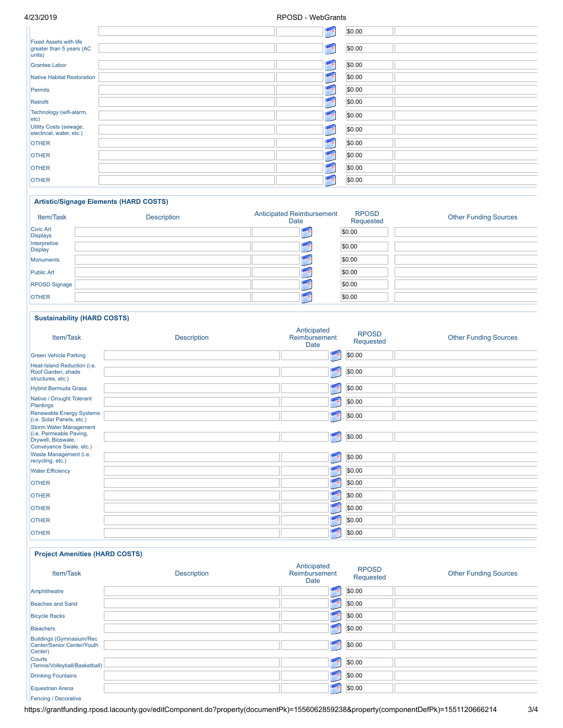| Item/Task | Description | Anticipated Reimbursement Date | RPOSD Requested | Other Funding Sources |
|---|---|---|---|---|
| | | | $0.00 | |
| Fixed Assets with life greater than 5 years (AC units) | | | $0.00 | |
| Grantee Labor | | | $0.00 | |
| Native Habitat Restoration | | | $0.00 | |
| Permits | | | $0.00 | |
| Retrofit | | | $0.00 | |
| Technology (wifi-alarm, etc) | | | $0.00 | |
| Utility Costs (sewage, electrical, water, etc.) | | | $0.00 | |
| OTHER | | | $0.00 | |
| OTHER | | | $0.00 | |
| OTHER | | | $0.00 | |
| OTHER | | | $0.00 | |

### Artistic/Signage Elements (HARD COSTS)

| Item/Task | Description | Anticipated Reimbursement Date | RPOSD Requested | Other Funding Sources |
|---|---|---|---|---|
| Civic Art Displays | | | $0.00 | |
| Interpretive Display | | | $0.00 | |
| Monuments | | | $0.00 | |
| Public Art | | | $0.00 | |
| RPOSD Signage | | | $0.00 | |
| OTHER | | | $0.00 | |

### Sustainability (HARD COSTS)

| Item/Task | Description | Anticipated Reimbursement Date | RPOSD Requested | Other Funding Sources |
|---|---|---|---|---|
| Green Vehicle Parking | | | $0.00 | |
| Heat-Island Reduction (i.e. Roof Garden, shade structures, etc.) | | | $0.00 | |
| Hybrid Bermuda Grass | | | $0.00 | |
| Native / Drought Tolerant Plantings | | | $0.00 | |
| Renewable Energy Systems (i.e. Solar Panels, etc.) | | | $0.00 | |
| Storm Water Management (i.e. Permeable Paving, Drywell, Bioswale, Conveyance Swale, etc.) | | | $0.00 | |
| Waste Management (i.e. recycling, etc.) | | | $0.00 | |
| Water Efficiency | | | $0.00 | |
| OTHER | | | $0.00 | |
| OTHER | | | $0.00 | |
| OTHER | | | $0.00 | |
| OTHER | | | $0.00 | |
| OTHER | | | $0.00 | |

### Project Amenities (HARD COSTS)

| Item/Task | Description | Anticipated Reimbursement Date | RPOSD Requested | Other Funding Sources |
|---|---|---|---|---|
| Amphitheatre | | | $0.00 | |
| Beaches and Sand | | | $0.00 | |
| Bicycle Racks | | | $0.00 | |
| Bleachers | | | $0.00 | |
| Buildings (Gymnasium/Rec Center/Senior Center/Youth Center) | | | $0.00 | |
| Courts (Tennis/Volleyball/Basketball) | | | $0.00 | |
| Drinking Fountains | | | $0.00 | |
| Equestrian Arena | | | $0.00 | |
| Fencing / Decorative | | | | |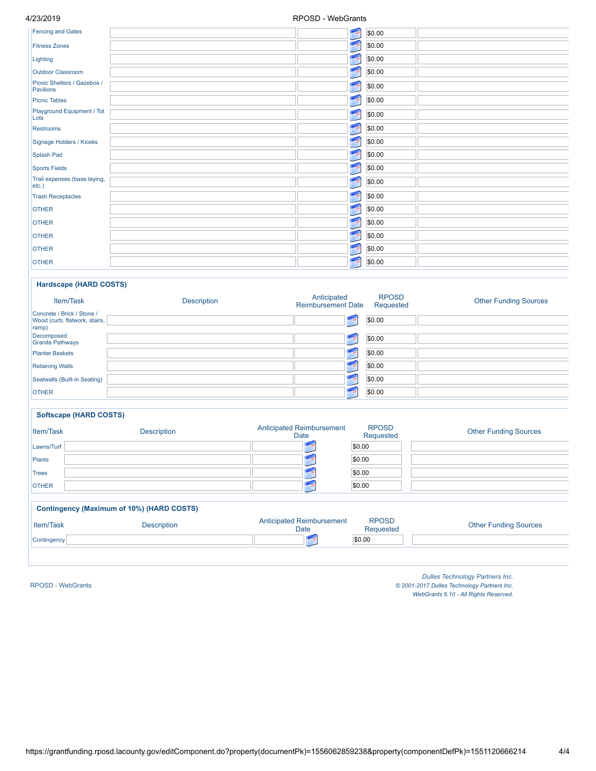| Item/Task | Description | Anticipated Reimbursement Date | RPOSD Requested | Other Funding Sources |
|---|---|---|---|---|
| Fencing and Gates | | | $0.00 | |
| Fitness Zones | | | $0.00 | |
| Lighting | | | $0.00 | |
| Outdoor Classroom | | | $0.00 | |
| Picnic Shelters / Gazebos / Pavilions | | | $0.00 | |
| Picnic Tables | | | $0.00 | |
| Playground Equipment / Tot Lots | | | $0.00 | |
| Restrooms | | | $0.00 | |
| Signage Holders / Kiosks | | | $0.00 | |
| Splash Pad | | | $0.00 | |
| Sports Fields | | | $0.00 | |
| Trail expenses (base laying, etc.) | | | $0.00 | |
| Trash Receptacles | | | $0.00 | |
| OTHER | | | $0.00 | |
| OTHER | | | $0.00 | |
| OTHER | | | $0.00 | |
| OTHER | | | $0.00 | |
| OTHER | | | $0.00 | |

### Hardscape (HARD COSTS)

| Item/Task | Description | Anticipated Reimbursement Date | RPOSD Requested | Other Funding Sources |
|---|---|---|---|---|
| Concrete / Brick / Stone / Wood (curb, flatwork, stairs, ramp) | | | $0.00 | |
| Decomposed Granite Pathways | | | $0.00 | |
| Planter Baskets | | | $0.00 | |
| Retaining Walls | | | $0.00 | |
| Seatwalls (Built-in Seating) | | | $0.00 | |
| OTHER | | | $0.00 | |

### Softscape (HARD COSTS)

| Item/Task | Description | Anticipated Reimbursement Date | RPOSD Requested | Other Funding Sources |
|---|---|---|---|---|
| Lawns/Turf | | | $0.00 | |
| Plants | | | $0.00 | |
| Trees | | | $0.00 | |
| OTHER | | | $0.00 | |

### Contingency (Maximum of 10%) (HARD COSTS)

| Item/Task | Description | Anticipated Reimbursement Date | RPOSD Requested | Other Funding Sources |
|---|---|---|---|---|
| Contingency | | | $0.00 | |

RPOSD - WebGrants

*Dulles Technology Partners Inc.*
*© 2001-2017 Dulles Technology Partners Inc.*
*WebGrants 6.10 - All Rights Reserved.*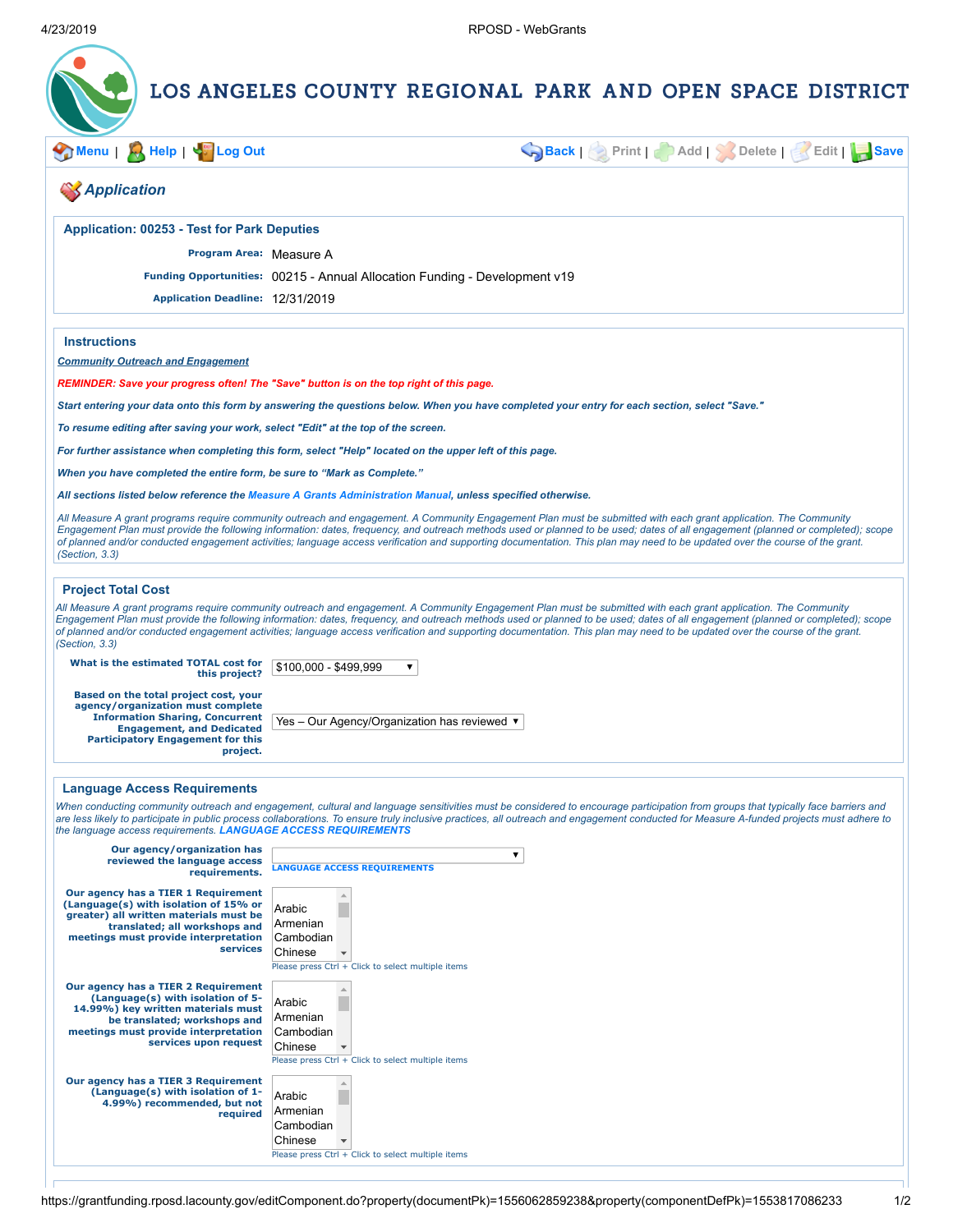# LOS ANGELES COUNTY REGIONAL PARK AND OPEN SPACE DISTRICT

Menu | Help | Log Out | Back | Print | Add | Delete | Edit | Save

## Application

### Application: 00253 - Test for Park Deputies

**Program Area:** Measure A

**Funding Opportunities:** 00215 - Annual Allocation Funding - Development v19

**Application Deadline:** 12/31/2019

### Instructions

***Community Outreach and Engagement***

***REMINDER: Save your progress often! The "Save" button is on the top right of this page.***

***Start entering your data onto this form by answering the questions below. When you have completed your entry for each section, select "Save."***

***To resume editing after saving your work, select "Edit" at the top of the screen.***

***For further assistance when completing this form, select "Help" located on the upper left of this page.***

***When you have completed the entire form, be sure to "Mark as Complete."***

***All sections listed below reference the Measure A Grants Administration Manual, unless specified otherwise.***

*All Measure A grant programs require community outreach and engagement. A Community Engagement Plan must be submitted with each grant application. The Community Engagement Plan must provide the following information: dates, frequency, and outreach methods used or planned to be used; dates of all engagement (planned or completed); scope of planned and/or conducted engagement activities; language access verification and supporting documentation. This plan may need to be updated over the course of the grant. (Section, 3.3)*

### Project Total Cost

*All Measure A grant programs require community outreach and engagement. A Community Engagement Plan must be submitted with each grant application. The Community Engagement Plan must provide the following information: dates, frequency, and outreach methods used or planned to be used; dates of all engagement (planned or completed); scope of planned and/or conducted engagement activities; language access verification and supporting documentation. This plan may need to be updated over the course of the grant. (Section, 3.3)*

**What is the estimated TOTAL cost for this project?** $100,000 - $499,999

**Based on the total project cost, your agency/organization must complete Information Sharing, Concurrent Engagement, and Dedicated Participatory Engagement for this project.** Yes – Our Agency/Organization has reviewed

### Language Access Requirements

*When conducting community outreach and engagement, cultural and language sensitivities must be considered to encourage participation from groups that typically face barriers and are less likely to participate in public process collaborations. To ensure truly inclusive practices, all outreach and engagement conducted for Measure A-funded projects must adhere to the language access requirements.* ***LANGUAGE ACCESS REQUIREMENTS***

**Our agency/organization has reviewed the language access requirements.**

LANGUAGE ACCESS REQUIREMENTS

**Our agency has a TIER 1 Requirement (Language(s) with isolation of 15% or greater) all written materials must be translated; all workshops and meetings must provide interpretation services**

Arabic
Armenian
Cambodian
Chinese

Please press Ctrl + Click to select multiple items

**Our agency has a TIER 2 Requirement (Language(s) with isolation of 5-14.99%) key written materials must be translated; workshops and meetings must provide interpretation services upon request**

Arabic
Armenian
Cambodian
Chinese

Please press Ctrl + Click to select multiple items

**Our agency has a TIER 3 Requirement (Language(s) with isolation of 1-4.99%) recommended, but not required**

Arabic
Armenian
Cambodian
Chinese

Please press Ctrl + Click to select multiple items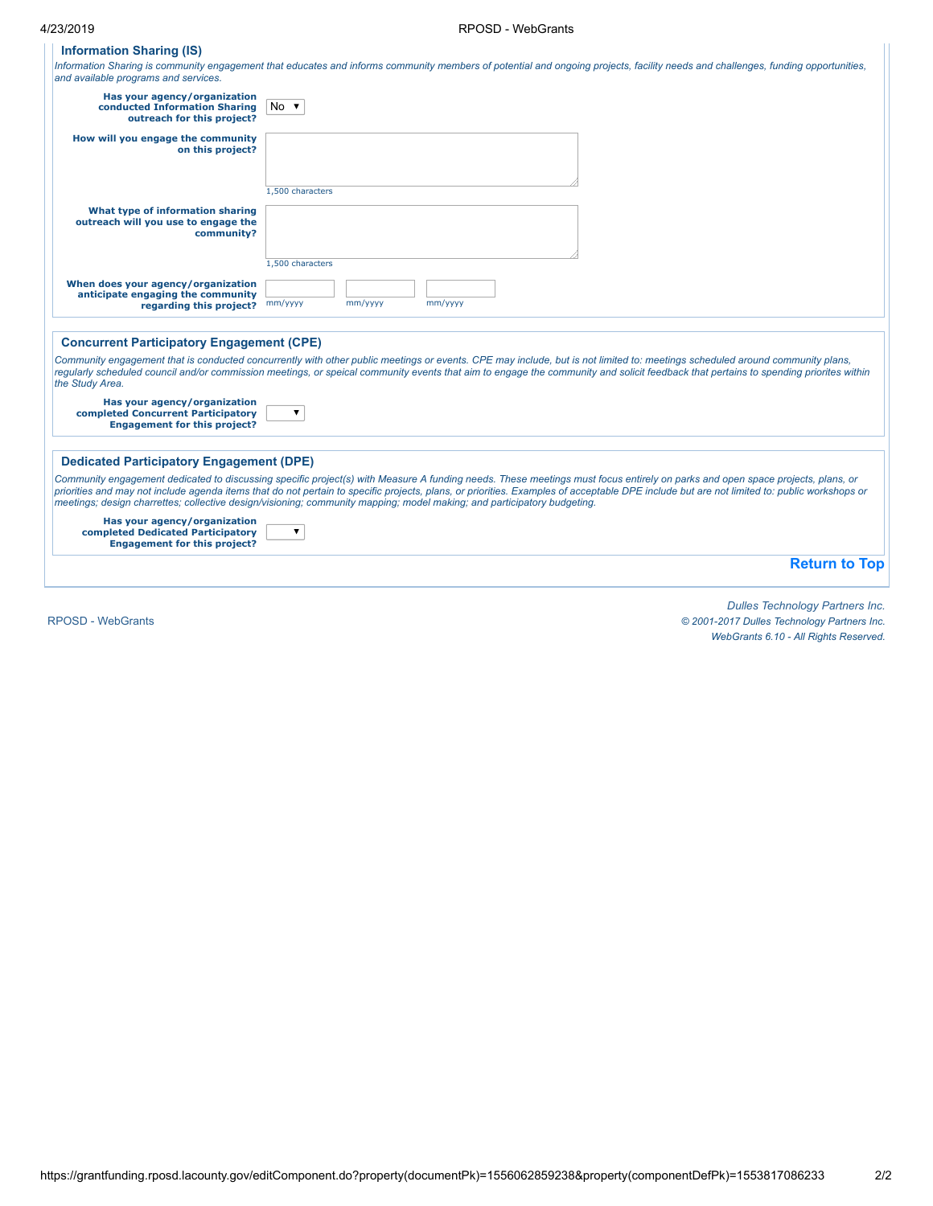### Information Sharing (IS)

*Information Sharing is community engagement that educates and informs community members of potential and ongoing projects, facility needs and challenges, funding opportunities, and available programs and services.*

**Has your agency/organization conducted Information Sharing outreach for this project?** No

**How will you engage the community on this project?**

1,500 characters

**What type of information sharing outreach will you use to engage the community?**

1,500 characters

**When does your agency/organization anticipate engaging the community regarding this project?** mm/yyyy mm/yyyy mm/yyyy

### Concurrent Participatory Engagement (CPE)

*Community engagement that is conducted concurrently with other public meetings or events. CPE may include, but is not limited to: meetings scheduled around community plans, regularly scheduled council and/or commission meetings, or speical community events that aim to engage the community and solicit feedback that pertains to spending priorites within the Study Area.*

**Has your agency/organization completed Concurrent Participatory Engagement for this project?**

### Dedicated Participatory Engagement (DPE)

*Community engagement dedicated to discussing specific project(s) with Measure A funding needs. These meetings must focus entirely on parks and open space projects, plans, or priorities and may not include agenda items that do not pertain to specific projects, plans, or priorities. Examples of acceptable DPE include but are not limited to: public workshops or meetings; design charrettes; collective design/visioning; community mapping; model making; and participatory budgeting.*

**Has your agency/organization completed Dedicated Participatory Engagement for this project?**

Return to Top

RPOSD - WebGrants

*Dulles Technology Partners Inc.*
*© 2001-2017 Dulles Technology Partners Inc.*
*WebGrants 6.10 - All Rights Reserved.*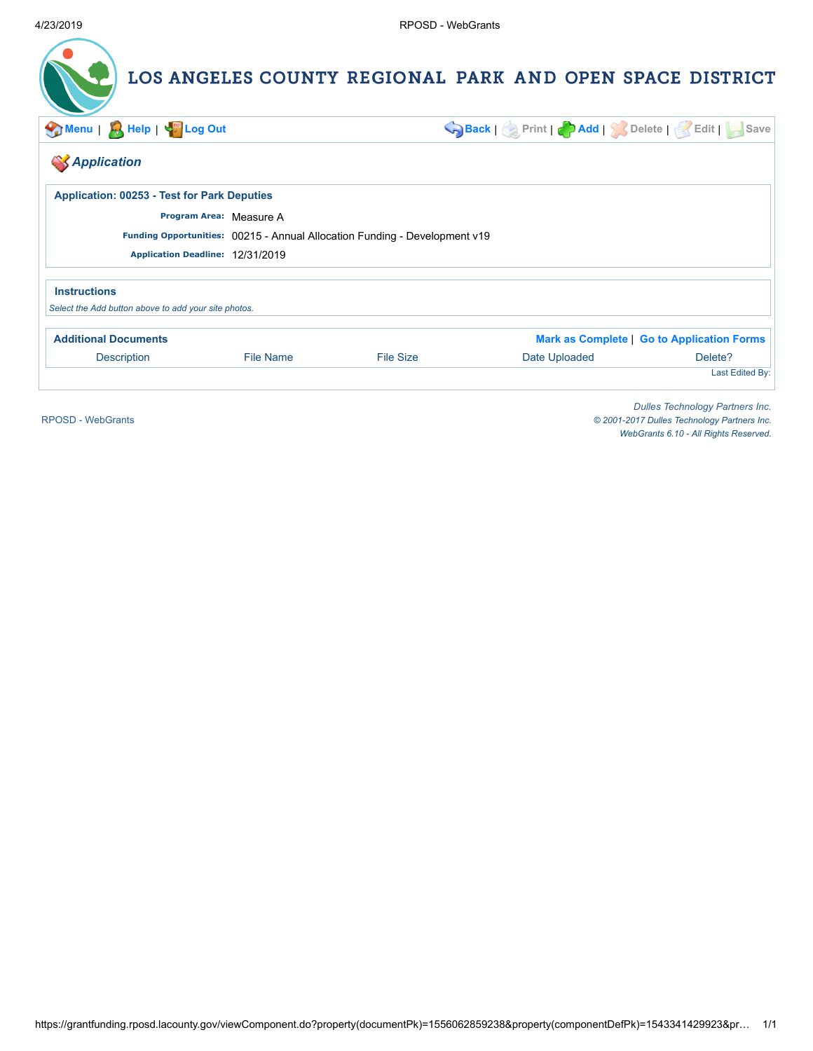# LOS ANGELES COUNTY REGIONAL PARK AND OPEN SPACE DISTRICT

Menu | Help | Log Out

Back | Print | Add | Delete | Edit | Save

## *Application*

### Application: 00253 - Test for Park Deputies

**Program Area:** Measure A

**Funding Opportunities:** 00215 - Annual Allocation Funding - Development v19

**Application Deadline:** 12/31/2019

### Instructions

*Select the Add button above to add your site photos.*

### Additional Documents

Mark as Complete | Go to Application Forms

| Description | File Name | File Size | Date Uploaded | Delete? |
|---|---|---|---|---|

Last Edited By:

RPOSD - WebGrants

*Dulles Technology Partners Inc.*
*© 2001-2017 Dulles Technology Partners Inc.*
*WebGrants 6.10 - All Rights Reserved.*